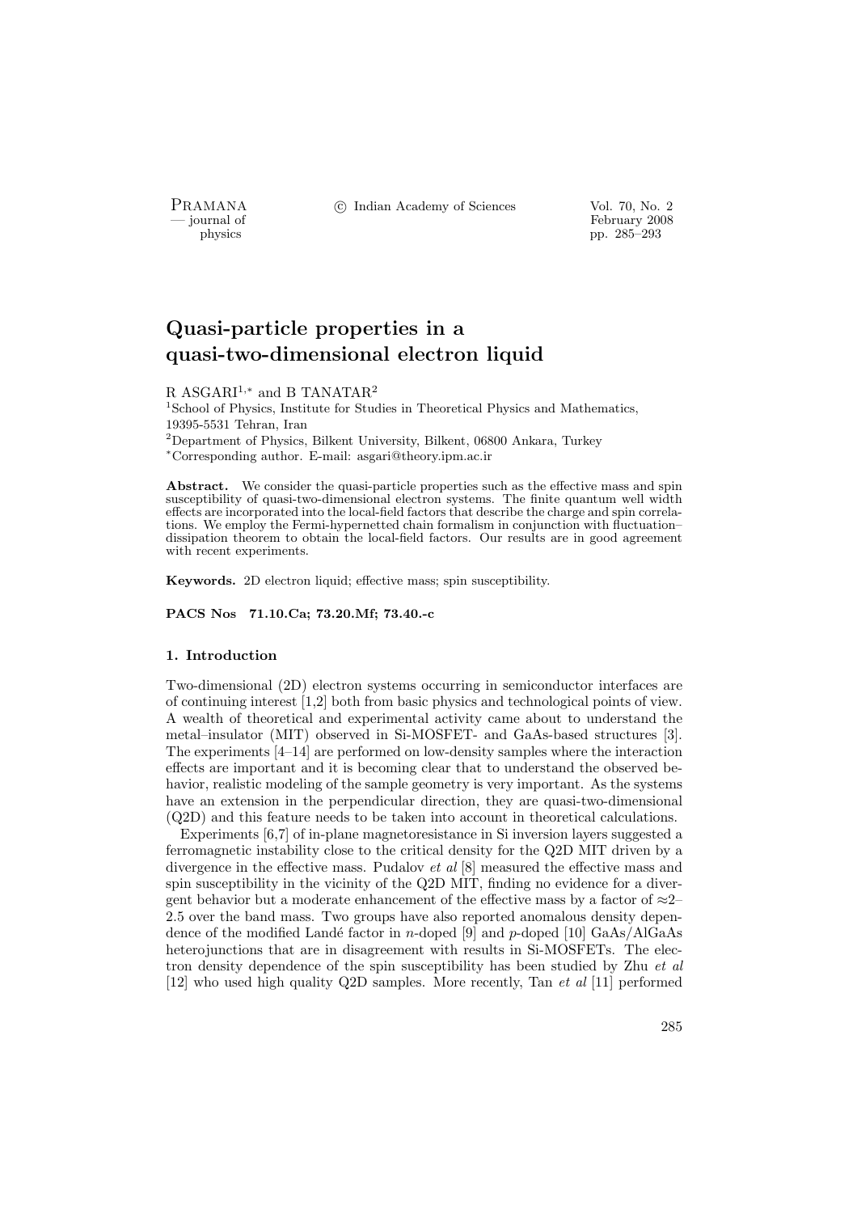# Quasi-particle properties in a quasi-two-dimensional electron liquid

R ASGARI[1,*] and B TANATAR[2]

[1] School of Physics, Institute for Studies in Theoretical Physics and Mathematics, 19395-5531 Tehran, Iran

[2] Department of Physics, Bilkent University, Bilkent, 06800 Ankara, Turkey

[*] Corresponding author. E-mail: asgari@theory.ipm.ac.ir

**Abstract.** We consider the quasi-particle properties such as the effective mass and spin susceptibility of quasi-two-dimensional electron systems. The finite quantum well width effects are incorporated into the local-field factors that describe the charge and spin correlations. We employ the Fermi-hypernetted chain formalism in conjunction with fluctuation–dissipation theorem to obtain the local-field factors. Our results are in good agreement with recent experiments.

**Keywords.** 2D electron liquid; effective mass; spin susceptibility.

**PACS Nos 71.10.Ca; 73.20.Mf; 73.40.-c**

## 1. Introduction

Two-dimensional (2D) electron systems occurring in semiconductor interfaces are of continuing interest [1,2] both from basic physics and technological points of view. A wealth of theoretical and experimental activity came about to understand the metal–insulator (MIT) observed in Si-MOSFET- and GaAs-based structures [3]. The experiments [4–14] are performed on low-density samples where the interaction effects are important and it is becoming clear that to understand the observed behavior, realistic modeling of the sample geometry is very important. As the systems have an extension in the perpendicular direction, they are quasi-two-dimensional (Q2D) and this feature needs to be taken into account in theoretical calculations.

Experiments [6,7] of in-plane magnetoresistance in Si inversion layers suggested a ferromagnetic instability close to the critical density for the Q2D MIT driven by a divergence in the effective mass. Pudalov *et al* [8] measured the effective mass and spin susceptibility in the vicinity of the Q2D MIT, finding no evidence for a divergent behavior but a moderate enhancement of the effective mass by a factor of ≈2–2.5 over the band mass. Two groups have also reported anomalous density dependence of the modified Landé factor in *n*-doped [9] and *p*-doped [10] GaAs/AlGaAs heterojunctions that are in disagreement with results in Si-MOSFETs. The electron density dependence of the spin susceptibility has been studied by Zhu *et al* [12] who used high quality Q2D samples. More recently, Tan *et al* [11] performed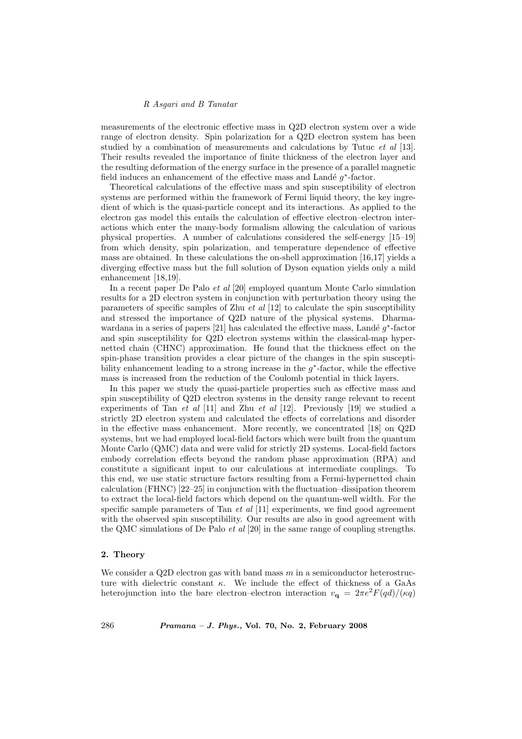measurements of the electronic effective mass in Q2D electron system over a wide range of electron density. Spin polarization for a Q2D electron system has been studied by a combination of measurements and calculations by Tutuc *et al* [13]. Their results revealed the importance of finite thickness of the electron layer and the resulting deformation of the energy surface in the presence of a parallel magnetic field induces an enhancement of the effective mass and Landé $g^*$-factor.

Theoretical calculations of the effective mass and spin susceptibility of electron systems are performed within the framework of Fermi liquid theory, the key ingredient of which is the quasi-particle concept and its interactions. As applied to the electron gas model this entails the calculation of effective electron–electron interactions which enter the many-body formalism allowing the calculation of various physical properties. A number of calculations considered the self-energy [15–19] from which density, spin polarization, and temperature dependence of effective mass are obtained. In these calculations the on-shell approximation [16,17] yields a diverging effective mass but the full solution of Dyson equation yields only a mild enhancement [18,19].

In a recent paper De Palo *et al* [20] employed quantum Monte Carlo simulation results for a 2D electron system in conjunction with perturbation theory using the parameters of specific samples of Zhu *et al* [12] to calculate the spin susceptibility and stressed the importance of Q2D nature of the physical systems. Dharma-wardana in a series of papers [21] has calculated the effective mass, Landé $g^*$-factor and spin susceptibility for Q2D electron systems within the classical-map hypernetted chain (CHNC) approximation. He found that the thickness effect on the spin-phase transition provides a clear picture of the changes in the spin susceptibility enhancement leading to a strong increase in the $g^*$-factor, while the effective mass is increased from the reduction of the Coulomb potential in thick layers.

In this paper we study the quasi-particle properties such as effective mass and spin susceptibility of Q2D electron systems in the density range relevant to recent experiments of Tan *et al* [11] and Zhu *et al* [12]. Previously [19] we studied a strictly 2D electron system and calculated the effects of correlations and disorder in the effective mass enhancement. More recently, we concentrated [18] on Q2D systems, but we had employed local-field factors which were built from the quantum Monte Carlo (QMC) data and were valid for strictly 2D systems. Local-field factors embody correlation effects beyond the random phase approximation (RPA) and constitute a significant input to our calculations at intermediate couplings. To this end, we use static structure factors resulting from a Fermi-hypernetted chain calculation (FHNC) [22–25] in conjunction with the fluctuation–dissipation theorem to extract the local-field factors which depend on the quantum-well width. For the specific sample parameters of Tan *et al* [11] experiments, we find good agreement with the observed spin susceptibility. Our results are also in good agreement with the QMC simulations of De Palo *et al* [20] in the same range of coupling strengths.

## 2. Theory

We consider a Q2D electron gas with band mass $m$ in a semiconductor heterostructure with dielectric constant $\kappa$. We include the effect of thickness of a GaAs heterojunction into the bare electron–electron interaction $v_{\mathbf{q}} = 2\pi e^2 F(qd)/(\kappa q)$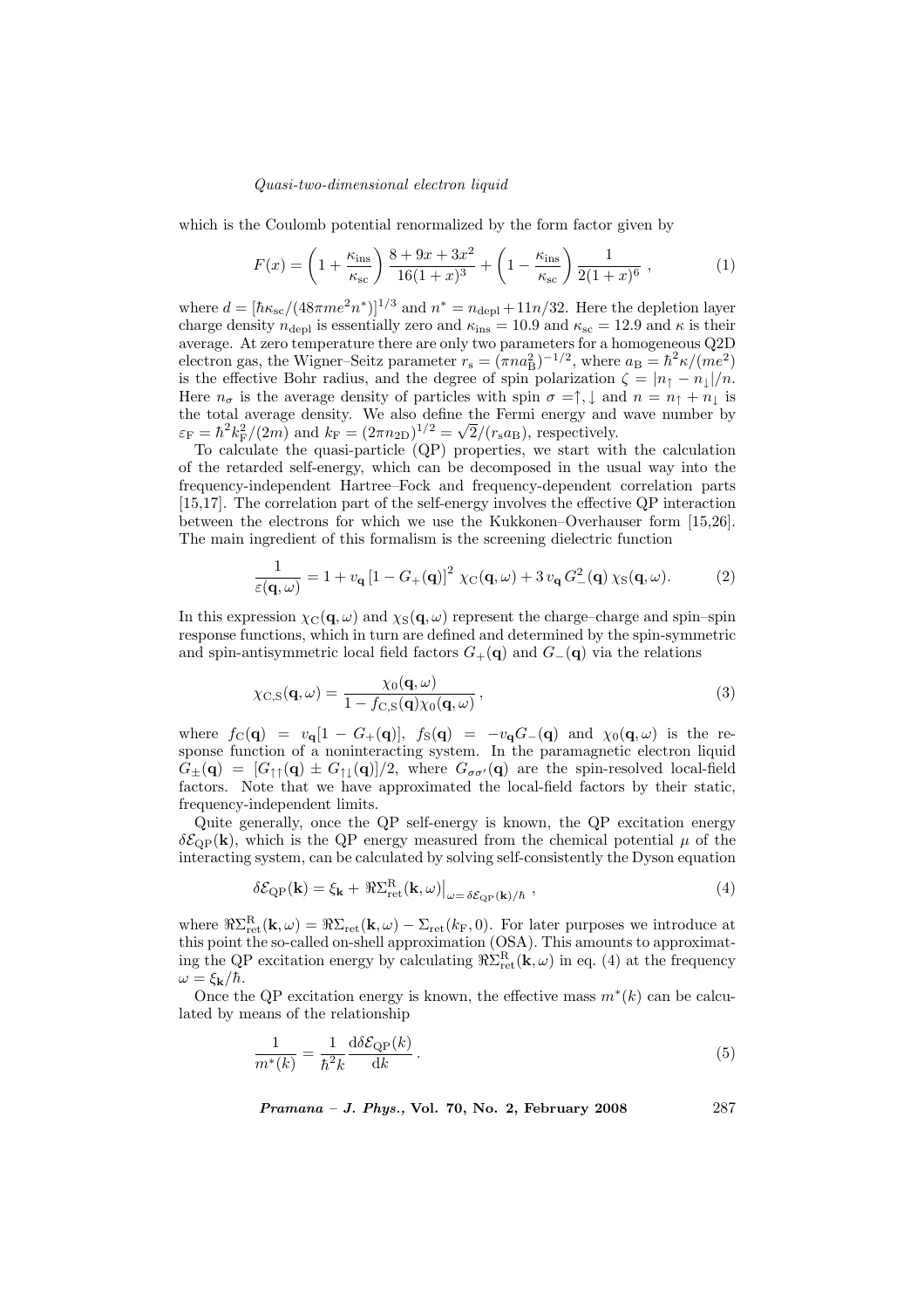which is the Coulomb potential renormalized by the form factor given by

$$F(x) = \left(1 + \frac{\kappa_{\rm ins}}{\kappa_{\rm sc}}\right) \frac{8 + 9x + 3x^2}{16(1+x)^3} + \left(1 - \frac{\kappa_{\rm ins}}{\kappa_{\rm sc}}\right) \frac{1}{2(1+x)^6} \,, \tag{1}$$

where $d = [\hbar\kappa_{\rm sc}/(48\pi m e^2 n^*)]^{1/3}$ and $n^* = n_{\rm depl} + 11n/32$. Here the depletion layer charge density $n_{\rm depl}$ is essentially zero and $\kappa_{\rm ins} = 10.9$ and $\kappa_{\rm sc} = 12.9$ and $\kappa$ is their average. At zero temperature there are only two parameters for a homogeneous Q2D electron gas, the Wigner–Seitz parameter $r_{\rm s} = (\pi n a_{\rm B}^2)^{-1/2}$, where $a_{\rm B} = \hbar^2\kappa/(me^2)$ is the effective Bohr radius, and the degree of spin polarization $\zeta = |n_\uparrow - n_\downarrow|/n$. Here $n_\sigma$ is the average density of particles with spin $\sigma = \uparrow, \downarrow$ and $n = n_\uparrow + n_\downarrow$ is the total average density. We also define the Fermi energy and wave number by $\varepsilon_{\rm F} = \hbar^2 k_{\rm F}^2/(2m)$ and $k_{\rm F} = (2\pi n_{\rm 2D})^{1/2} = \sqrt{2}/(r_{\rm s} a_{\rm B})$, respectively.

To calculate the quasi-particle (QP) properties, we start with the calculation of the retarded self-energy, which can be decomposed in the usual way into the frequency-independent Hartree–Fock and frequency-dependent correlation parts [15,17]. The correlation part of the self-energy involves the effective QP interaction between the electrons for which we use the Kukkonen–Overhauser form [15,26]. The main ingredient of this formalism is the screening dielectric function

$$\frac{1}{\varepsilon(\mathbf{q},\omega)} = 1 + v_{\mathbf{q}} \left[1 - G_+(\mathbf{q})\right]^2 \chi_{\rm C}(\mathbf{q},\omega) + 3\, v_{\mathbf{q}}\, G_-^2(\mathbf{q})\, \chi_{\rm S}(\mathbf{q},\omega). \tag{2}$$

In this expression $\chi_{\rm C}(\mathbf{q},\omega)$ and $\chi_{\rm S}(\mathbf{q},\omega)$ represent the charge–charge and spin–spin response functions, which in turn are defined and determined by the spin-symmetric and spin-antisymmetric local field factors $G_+(\mathbf{q})$ and $G_-(\mathbf{q})$ via the relations

$$\chi_{\rm C,S}(\mathbf{q},\omega) = \frac{\chi_0(\mathbf{q},\omega)}{1 - f_{\rm C,S}(\mathbf{q})\chi_0(\mathbf{q},\omega)} \,, \tag{3}$$

where $f_{\rm C}(\mathbf{q}) = v_{\mathbf{q}}[1 - G_+(\mathbf{q})]$, $f_{\rm S}(\mathbf{q}) = -v_{\mathbf{q}} G_-(\mathbf{q})$ and $\chi_0(\mathbf{q},\omega)$ is the response function of a noninteracting system. In the paramagnetic electron liquid $G_\pm(\mathbf{q}) = [G_{\uparrow\uparrow}(\mathbf{q}) \pm G_{\uparrow\downarrow}(\mathbf{q})]/2$, where $G_{\sigma\sigma'}(\mathbf{q})$ are the spin-resolved local-field factors. Note that we have approximated the local-field factors by their static, frequency-independent limits.

Quite generally, once the QP self-energy is known, the QP excitation energy $\delta\mathcal{E}_{\rm QP}(\mathbf{k})$, which is the QP energy measured from the chemical potential $\mu$ of the interacting system, can be calculated by solving self-consistently the Dyson equation

$$\delta\mathcal{E}_{\rm QP}(\mathbf{k}) = \xi_{\mathbf{k}} + \Re\Sigma_{\rm ret}^{\rm R}(\mathbf{k},\omega)\big|_{\omega = \delta\mathcal{E}_{\rm QP}(\mathbf{k})/\hbar} \,, \tag{4}$$

where $\Re\Sigma_{\rm ret}^{\rm R}(\mathbf{k},\omega) = \Re\Sigma_{\rm ret}(\mathbf{k},\omega) - \Sigma_{\rm ret}(k_{\rm F},0)$. For later purposes we introduce at this point the so-called on-shell approximation (OSA). This amounts to approximating the QP excitation energy by calculating $\Re\Sigma_{\rm ret}^{\rm R}(\mathbf{k},\omega)$ in eq. (4) at the frequency $\omega = \xi_{\mathbf{k}}/\hbar$.

Once the QP excitation energy is known, the effective mass $m^*(k)$ can be calculated by means of the relationship

$$\frac{1}{m^*(k)} = \frac{1}{\hbar^2 k} \frac{{\rm d}\delta\mathcal{E}_{\rm QP}(k)}{{\rm d}k} \,. \tag{5}$$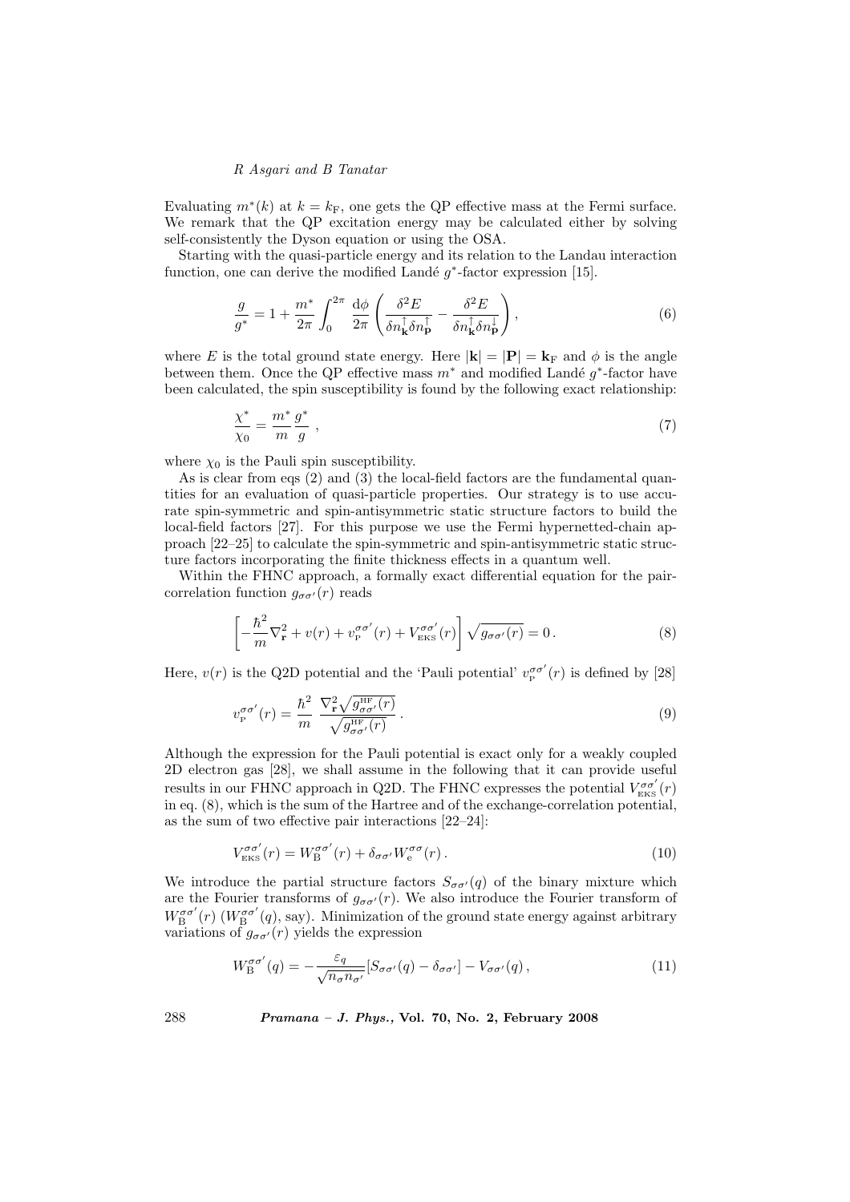Evaluating $m^*(k)$ at $k = k_{\mathrm{F}}$, one gets the QP effective mass at the Fermi surface. We remark that the QP excitation energy may be calculated either by solving self-consistently the Dyson equation or using the OSA.

Starting with the quasi-particle energy and its relation to the Landau interaction function, one can derive the modified Landé $g^*$-factor expression [15].

$$\frac{g}{g^*} = 1 + \frac{m^*}{2\pi}\int_0^{2\pi}\frac{\mathrm{d}\phi}{2\pi}\left(\frac{\delta^2 E}{\delta n_{\mathbf{k}}^{\uparrow}\delta n_{\mathbf{p}}^{\uparrow}} - \frac{\delta^2 E}{\delta n_{\mathbf{k}}^{\uparrow}\delta n_{\mathbf{p}}^{\downarrow}}\right), \tag{6}$$

where $E$ is the total ground state energy. Here $|\mathbf{k}| = |\mathbf{P}| = \mathbf{k}_{\mathrm{F}}$ and $\phi$ is the angle between them. Once the QP effective mass $m^*$ and modified Landé $g^*$-factor have been calculated, the spin susceptibility is found by the following exact relationship:

$$\frac{\chi^*}{\chi_0} = \frac{m^*}{m}\frac{g^*}{g}\ , \tag{7}$$

where $\chi_0$ is the Pauli spin susceptibility.

As is clear from eqs (2) and (3) the local-field factors are the fundamental quantities for an evaluation of quasi-particle properties. Our strategy is to use accurate spin-symmetric and spin-antisymmetric static structure factors to build the local-field factors [27]. For this purpose we use the Fermi hypernetted-chain approach [22–25] to calculate the spin-symmetric and spin-antisymmetric static structure factors incorporating the finite thickness effects in a quantum well.

Within the FHNC approach, a formally exact differential equation for the pair-correlation function $g_{\sigma\sigma'}(r)$ reads

$$\left[-\frac{\hbar^2}{m}\nabla_{\mathbf{r}}^2 + v(r) + v_{\mathrm{P}}^{\sigma\sigma'}(r) + V_{\mathrm{EKS}}^{\sigma\sigma'}(r)\right]\sqrt{g_{\sigma\sigma'}(r)} = 0\,. \tag{8}$$

Here, $v(r)$ is the Q2D potential and the 'Pauli potential' $v_{\mathrm{P}}^{\sigma\sigma'}(r)$ is defined by [28]

$$v_{\mathrm{P}}^{\sigma\sigma'}(r) = \frac{\hbar^2}{m}\ \frac{\nabla_{\mathbf{r}}^2\sqrt{g_{\sigma\sigma'}^{\mathrm{HF}}(r)}}{\sqrt{g_{\sigma\sigma'}^{\mathrm{HF}}(r)}}\,. \tag{9}$$

Although the expression for the Pauli potential is exact only for a weakly coupled 2D electron gas [28], we shall assume in the following that it can provide useful results in our FHNC approach in Q2D. The FHNC expresses the potential $V_{\mathrm{EKS}}^{\sigma\sigma'}(r)$ in eq. (8), which is the sum of the Hartree and of the exchange-correlation potential, as the sum of two effective pair interactions [22–24]:

$$V_{\mathrm{EKS}}^{\sigma\sigma'}(r) = W_{\mathrm{B}}^{\sigma\sigma'}(r) + \delta_{\sigma\sigma'}W_{\mathrm{e}}^{\sigma\sigma}(r)\,. \tag{10}$$

We introduce the partial structure factors $S_{\sigma\sigma'}(q)$ of the binary mixture which are the Fourier transforms of $g_{\sigma\sigma'}(r)$. We also introduce the Fourier transform of $W_{\mathrm{B}}^{\sigma\sigma'}(r)$ ($W_{\mathrm{B}}^{\sigma\sigma'}(q)$, say). Minimization of the ground state energy against arbitrary variations of $g_{\sigma\sigma'}(r)$ yields the expression

$$W_{\mathrm{B}}^{\sigma\sigma'}(q) = -\frac{\varepsilon_q}{\sqrt{n_\sigma n_{\sigma'}}}[S_{\sigma\sigma'}(q) - \delta_{\sigma\sigma'}] - V_{\sigma\sigma'}(q)\,, \tag{11}$$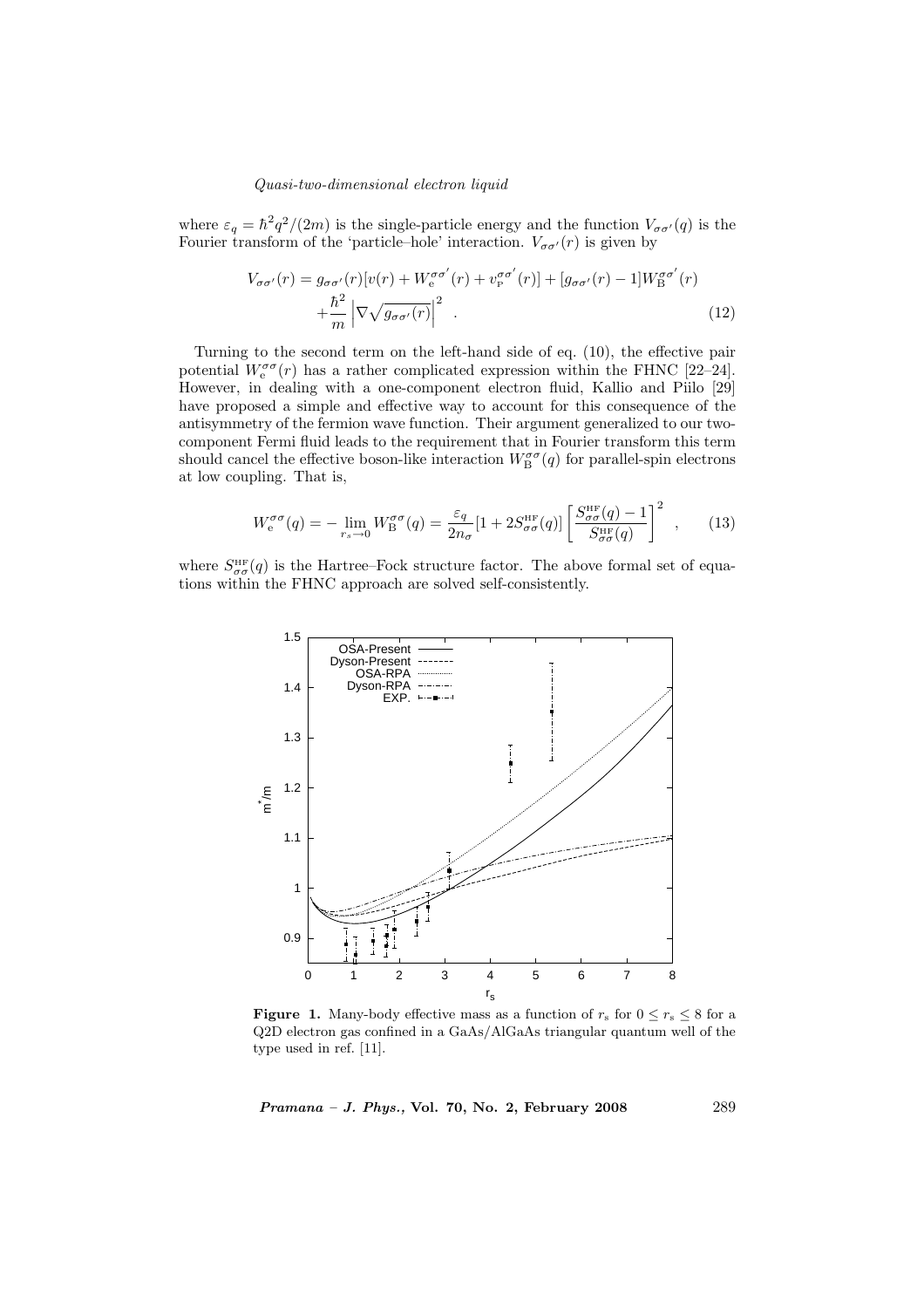where $\varepsilon_q = \hbar^2 q^2/(2m)$ is the single-particle energy and the function $V_{\sigma\sigma'}(q)$ is the Fourier transform of the 'particle–hole' interaction. $V_{\sigma\sigma'}(r)$ is given by

$$V_{\sigma\sigma'}(r) = g_{\sigma\sigma'}(r)[v(r) + W_{\rm e}^{\sigma\sigma'}(r) + v_{\rm P}^{\sigma\sigma'}(r)] + [g_{\sigma\sigma'}(r) - 1]W_{\rm B}^{\sigma\sigma'}(r) + \frac{\hbar^2}{m}\left|\nabla\sqrt{g_{\sigma\sigma'}(r)}\right|^2 . \tag{12}$$

Turning to the second term on the left-hand side of eq. (10), the effective pair potential $W_{\rm e}^{\sigma\sigma}(r)$ has a rather complicated expression within the FHNC [22–24]. However, in dealing with a one-component electron fluid, Kallio and Piilo [29] have proposed a simple and effective way to account for this consequence of the antisymmetry of the fermion wave function. Their argument generalized to our two-component Fermi fluid leads to the requirement that in Fourier transform this term should cancel the effective boson-like interaction $W_{\rm B}^{\sigma\sigma}(q)$ for parallel-spin electrons at low coupling. That is,

$$W_{\rm e}^{\sigma\sigma}(q) = -\lim_{r_s\to 0} W_{\rm B}^{\sigma\sigma}(q) = \frac{\varepsilon_q}{2n_\sigma}[1 + 2S_{\sigma\sigma}^{\rm HF}(q)]\left[\frac{S_{\sigma\sigma}^{\rm HF}(q) - 1}{S_{\sigma\sigma}^{\rm HF}(q)}\right]^2 , \tag{13}$$

where $S_{\sigma\sigma}^{\rm HF}(q)$ is the Hartree–Fock structure factor. The above formal set of equations within the FHNC approach are solved self-consistently.

**Figure 1.** Many-body effective mass as a function of $r_{\rm s}$ for $0 \le r_{\rm s} \le 8$ for a Q2D electron gas confined in a GaAs/AlGaAs triangular quantum well of the type used in ref. [11].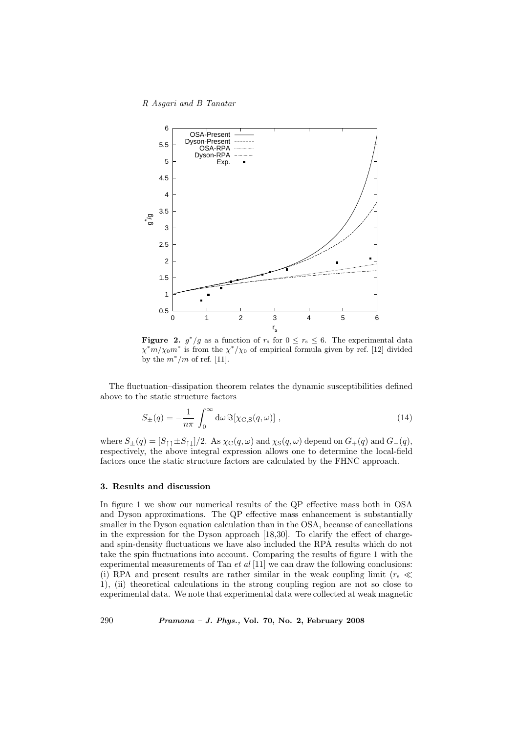**Figure 2.** $g^*/g$ as a function of $r_s$ for $0 \leq r_s \leq 6$. The experimental data $\chi^* m/\chi_0 m^*$ is from the $\chi^*/\chi_0$ of empirical formula given by ref. [12] divided by the $m^*/m$ of ref. [11].

The fluctuation–dissipation theorem relates the dynamic susceptibilities defined above to the static structure factors

$$S_\pm(q) = -\frac{1}{n\pi} \int_0^\infty \mathrm{d}\omega\, \Im[\chi_{\mathrm{C,S}}(q,\omega)] \;, \tag{14}$$

where $S_\pm(q) = [S_{\uparrow\uparrow} \pm S_{\uparrow\downarrow}]/2$. As $\chi_{\mathrm{C}}(q,\omega)$ and $\chi_{\mathrm{S}}(q,\omega)$ depend on $G_+(q)$ and $G_-(q)$, respectively, the above integral expression allows one to determine the local-field factors once the static structure factors are calculated by the FHNC approach.

### 3. Results and discussion

In figure 1 we show our numerical results of the QP effective mass both in OSA and Dyson approximations. The QP effective mass enhancement is substantially smaller in the Dyson equation calculation than in the OSA, because of cancellations in the expression for the Dyson approach [18,30]. To clarify the effect of charge- and spin-density fluctuations we have also included the RPA results which do not take the spin fluctuations into account. Comparing the results of figure 1 with the experimental measurements of Tan *et al* [11] we can draw the following conclusions: (i) RPA and present results are rather similar in the weak coupling limit ($r_s \ll 1$), (ii) theoretical calculations in the strong coupling region are not so close to experimental data. We note that experimental data were collected at weak magnetic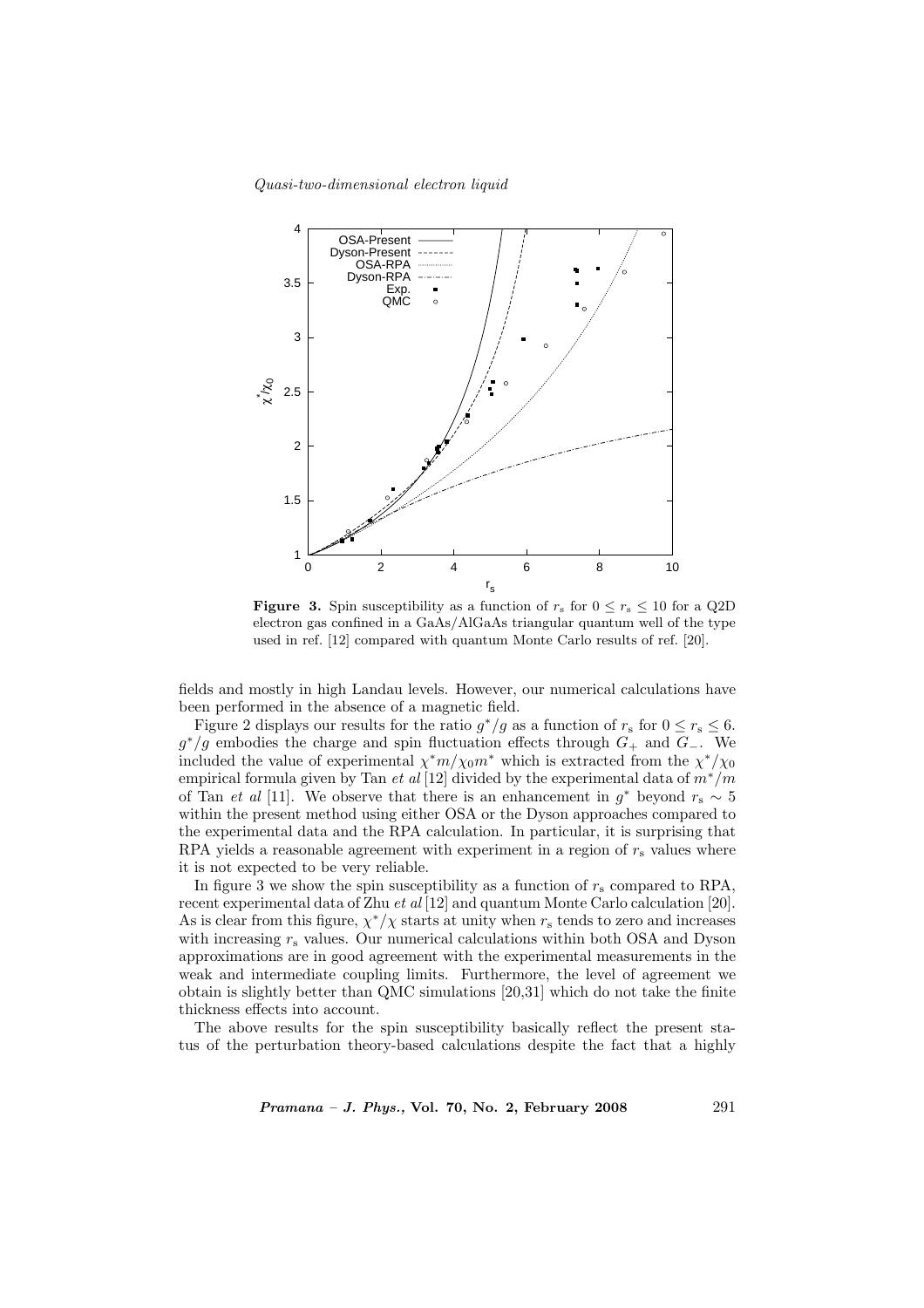**Figure 3.** Spin susceptibility as a function of $r_s$ for $0 \leq r_s \leq 10$ for a Q2D electron gas confined in a GaAs/AlGaAs triangular quantum well of the type used in ref. [12] compared with quantum Monte Carlo results of ref. [20].

fields and mostly in high Landau levels. However, our numerical calculations have been performed in the absence of a magnetic field.

Figure 2 displays our results for the ratio $g^*/g$ as a function of $r_s$ for $0 \leq r_s \leq 6$. $g^*/g$ embodies the charge and spin fluctuation effects through $G_+$ and $G_-$. We included the value of experimental $\chi^* m/\chi_0 m^*$ which is extracted from the $\chi^*/\chi_0$ empirical formula given by Tan *et al* [12] divided by the experimental data of $m^*/m$ of Tan *et al* [11]. We observe that there is an enhancement in $g^*$ beyond $r_s \sim 5$ within the present method using either OSA or the Dyson approaches compared to the experimental data and the RPA calculation. In particular, it is surprising that RPA yields a reasonable agreement with experiment in a region of $r_s$ values where it is not expected to be very reliable.

In figure 3 we show the spin susceptibility as a function of $r_s$ compared to RPA, recent experimental data of Zhu *et al* [12] and quantum Monte Carlo calculation [20]. As is clear from this figure, $\chi^*/\chi$ starts at unity when $r_s$ tends to zero and increases with increasing $r_s$ values. Our numerical calculations within both OSA and Dyson approximations are in good agreement with the experimental measurements in the weak and intermediate coupling limits. Furthermore, the level of agreement we obtain is slightly better than QMC simulations [20,31] which do not take the finite thickness effects into account.

The above results for the spin susceptibility basically reflect the present status of the perturbation theory-based calculations despite the fact that a highly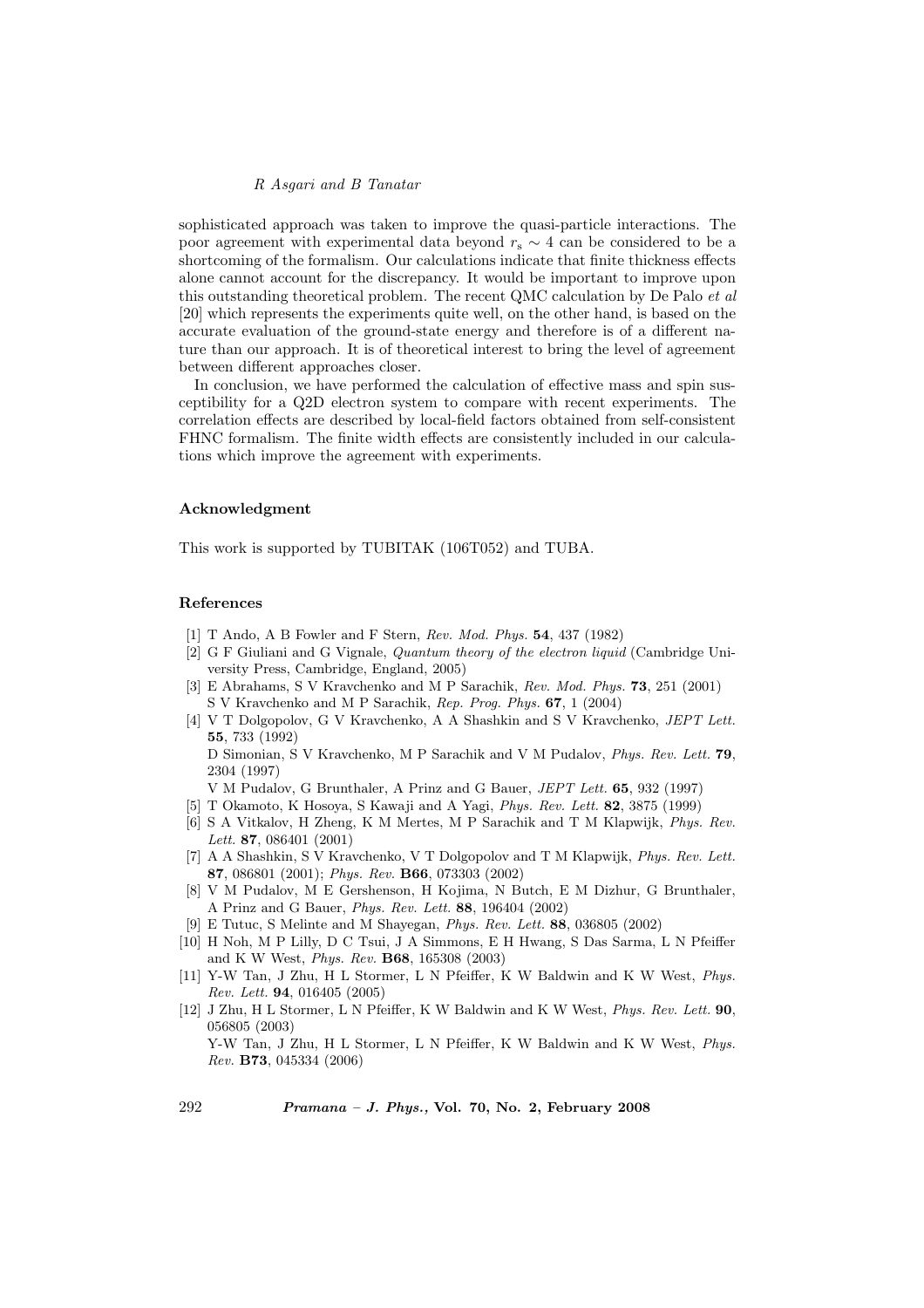sophisticated approach was taken to improve the quasi-particle interactions. The poor agreement with experimental data beyond $r_s \sim 4$ can be considered to be a shortcoming of the formalism. Our calculations indicate that finite thickness effects alone cannot account for the discrepancy. It would be important to improve upon this outstanding theoretical problem. The recent QMC calculation by De Palo *et al* [20] which represents the experiments quite well, on the other hand, is based on the accurate evaluation of the ground-state energy and therefore is of a different nature than our approach. It is of theoretical interest to bring the level of agreement between different approaches closer.

In conclusion, we have performed the calculation of effective mass and spin susceptibility for a Q2D electron system to compare with recent experiments. The correlation effects are described by local-field factors obtained from self-consistent FHNC formalism. The finite width effects are consistently included in our calculations which improve the agreement with experiments.

### Acknowledgment

This work is supported by TUBITAK (106T052) and TUBA.

### References

[1] T Ando, A B Fowler and F Stern, *Rev. Mod. Phys.* **54**, 437 (1982)

[2] G F Giuliani and G Vignale, *Quantum theory of the electron liquid* (Cambridge University Press, Cambridge, England, 2005)

[3] E Abrahams, S V Kravchenko and M P Sarachik, *Rev. Mod. Phys.* **73**, 251 (2001)
S V Kravchenko and M P Sarachik, *Rep. Prog. Phys.* **67**, 1 (2004)

[4] V T Dolgopolov, G V Kravchenko, A A Shashkin and S V Kravchenko, *JEPT Lett.* **55**, 733 (1992)
D Simonian, S V Kravchenko, M P Sarachik and V M Pudalov, *Phys. Rev. Lett.* **79**, 2304 (1997)
V M Pudalov, G Brunthaler, A Prinz and G Bauer, *JEPT Lett.* **65**, 932 (1997)

[5] T Okamoto, K Hosoya, S Kawaji and A Yagi, *Phys. Rev. Lett.* **82**, 3875 (1999)

[6] S A Vitkalov, H Zheng, K M Mertes, M P Sarachik and T M Klapwijk, *Phys. Rev. Lett.* **87**, 086401 (2001)

[7] A A Shashkin, S V Kravchenko, V T Dolgopolov and T M Klapwijk, *Phys. Rev. Lett.* **87**, 086801 (2001); *Phys. Rev.* **B66**, 073303 (2002)

[8] V M Pudalov, M E Gershenson, H Kojima, N Butch, E M Dizhur, G Brunthaler, A Prinz and G Bauer, *Phys. Rev. Lett.* **88**, 196404 (2002)

[9] E Tutuc, S Melinte and M Shayegan, *Phys. Rev. Lett.* **88**, 036805 (2002)

[10] H Noh, M P Lilly, D C Tsui, J A Simmons, E H Hwang, S Das Sarma, L N Pfeiffer and K W West, *Phys. Rev.* **B68**, 165308 (2003)

[11] Y-W Tan, J Zhu, H L Stormer, L N Pfeiffer, K W Baldwin and K W West, *Phys. Rev. Lett.* **94**, 016405 (2005)

[12] J Zhu, H L Stormer, L N Pfeiffer, K W Baldwin and K W West, *Phys. Rev. Lett.* **90**, 056805 (2003)
Y-W Tan, J Zhu, H L Stormer, L N Pfeiffer, K W Baldwin and K W West, *Phys. Rev.* **B73**, 045334 (2006)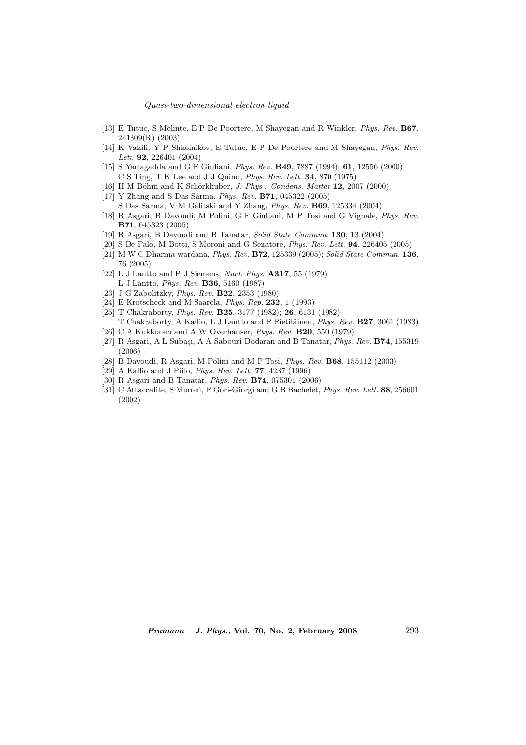[13] E Tutuc, S Melinte, E P De Poortere, M Shayegan and R Winkler, *Phys. Rev.* **B67**, 241309(R) (2003)

[14] K Vakili, Y P Shkolnikov, E Tutuc, E P De Poortere and M Shayegan, *Phys. Rev. Lett.* **92**, 226401 (2004)

[15] S Yarlagadda and G F Giuliani, *Phys. Rev.* **B49**, 7887 (1994); **61**, 12556 (2000)
C S Ting, T K Lee and J J Quinn, *Phys. Rev. Lett.* **34**, 870 (1975)

[16] H M Böhm and K Schörkhuber, *J. Phys.: Condens. Matter* **12**, 2007 (2000)

[17] Y Zhang and S Das Sarma, *Phys. Rev.* **B71**, 045322 (2005)
S Das Sarma, V M Galitski and Y Zhang, *Phys. Rev.* **B69**, 125334 (2004)

[18] R Asgari, B Davoudi, M Polini, G F Giuliani, M P Tosi and G Vignale, *Phys. Rev.* **B71**, 045323 (2005)

[19] R Asgari, B Davoudi and B Tanatar, *Solid State Commun.* **130**, 13 (2004)

[20] S De Palo, M Botti, S Moroni and G Senatore, *Phys. Rev. Lett.* **94**, 226405 (2005)

[21] M W C Dharma-wardana, *Phys. Rev.* **B72**, 125339 (2005); *Solid State Commun.* **136**, 76 (2005)

[22] L J Lantto and P J Siemens, *Nucl. Phys.* **A317**, 55 (1979)
L J Lantto, *Phys. Rev.* **B36**, 5160 (1987)

[23] J G Zabolitzky, *Phys. Rev.* **B22**, 2353 (1980)

[24] E Krotscheck and M Saarela, *Phys. Rep.* **232**, 1 (1993)

[25] T Chakraborty, *Phys. Rev.* **B25**, 3177 (1982); **26**, 6131 (1982)
T Chakraborty, A Kallio, L J Lantto and P Pietiläinen, *Phys. Rev.* **B27**, 3061 (1983)

[26] C A Kukkonen and A W Overhauser, *Phys. Rev.* **B20**, 550 (1979)

[27] R Asgari, A L Subaşı, A A Sabouri-Dodaran and B Tanatar, *Phys. Rev.* **B74**, 155319 (2006)

[28] B Davoudi, R Asgari, M Polini and M P Tosi, *Phys. Rev.* **B68**, 155112 (2003)

[29] A Kallio and J Piilo, *Phys. Rev. Lett.* **77**, 4237 (1996)

[30] R Asgari and B Tanatar, *Phys. Rev.* **B74**, 075301 (2006)

[31] C Attaccalite, S Moroni, P Gori-Giorgi and G B Bachelet, *Phys. Rev. Lett.* **88**, 256601 (2002)